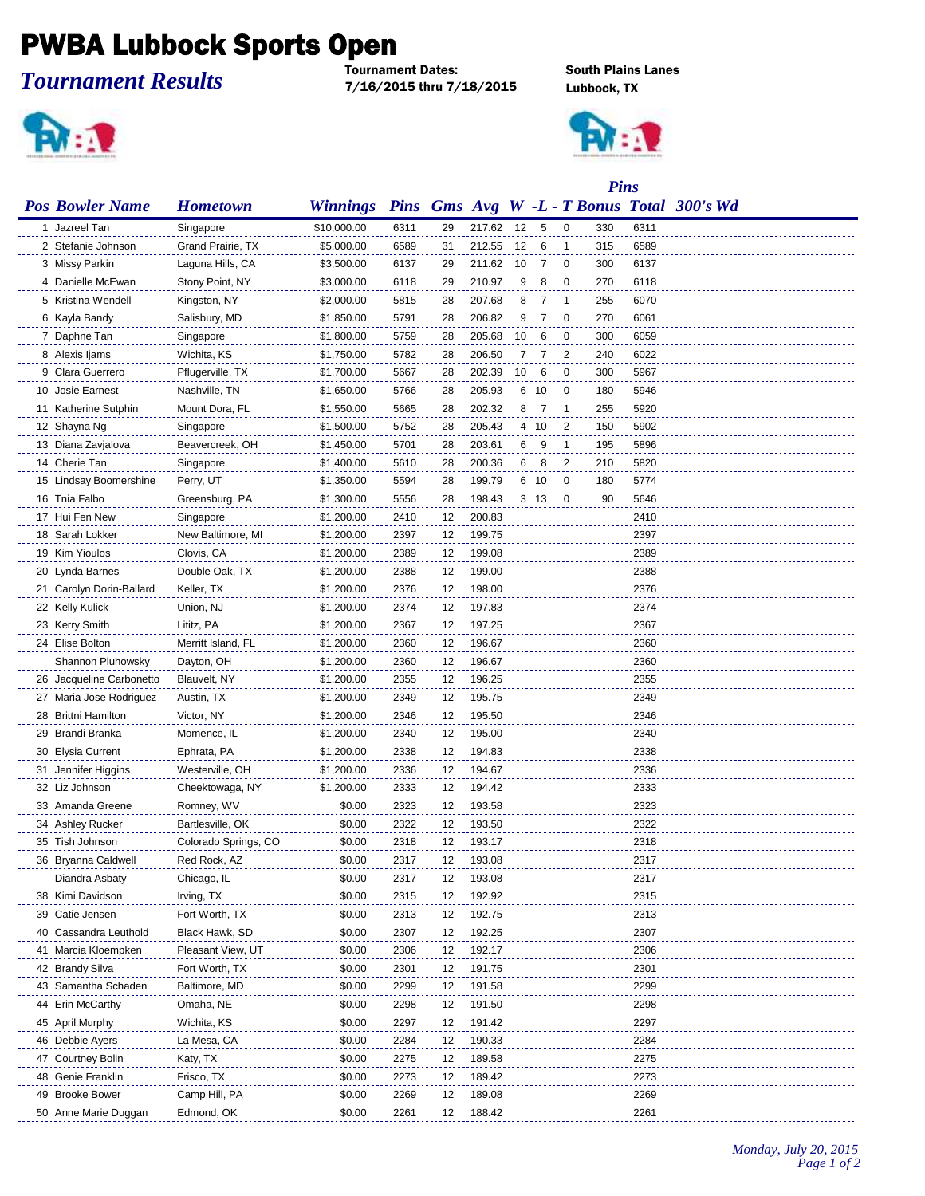# PWBA Lubbock Sports Open

## *Tournament Results*

**Tournament Dates:**
**7/16/2015 thru 7/18/2015**

**South Plains Lanes**
**Lubbock, TX**

| Pos | Bowler Name | Hometown | Winnings | Pins | Gms | Avg | W | -L | - T | Pins Bonus | Pins Total | 300's | Wd |
|---|---|---|---|---|---|---|---|---|---|---|---|---|---|
| 1 | Jazreel Tan | Singapore | $10,000.00 | 6311 | 29 | 217.62 | 12 | 5 | 0 | 330 | 6311 | | |
| 2 | Stefanie Johnson | Grand Prairie, TX | $5,000.00 | 6589 | 31 | 212.55 | 12 | 6 | 1 | 315 | 6589 | | |
| 3 | Missy Parkin | Laguna Hills, CA | $3,500.00 | 6137 | 29 | 211.62 | 10 | 7 | 0 | 300 | 6137 | | |
| 4 | Danielle McEwan | Stony Point, NY | $3,000.00 | 6118 | 29 | 210.97 | 9 | 8 | 0 | 270 | 6118 | | |
| 5 | Kristina Wendell | Kingston, NY | $2,000.00 | 5815 | 28 | 207.68 | 8 | 7 | 1 | 255 | 6070 | | |
| 6 | Kayla Bandy | Salisbury, MD | $1,850.00 | 5791 | 28 | 206.82 | 9 | 7 | 0 | 270 | 6061 | | |
| 7 | Daphne Tan | Singapore | $1,800.00 | 5759 | 28 | 205.68 | 10 | 6 | 0 | 300 | 6059 | | |
| 8 | Alexis Ijams | Wichita, KS | $1,750.00 | 5782 | 28 | 206.50 | 7 | 7 | 2 | 240 | 6022 | | |
| 9 | Clara Guerrero | Pflugerville, TX | $1,700.00 | 5667 | 28 | 202.39 | 10 | 6 | 0 | 300 | 5967 | | |
| 10 | Josie Earnest | Nashville, TN | $1,650.00 | 5766 | 28 | 205.93 | 6 | 10 | 0 | 180 | 5946 | | |
| 11 | Katherine Sutphin | Mount Dora, FL | $1,550.00 | 5665 | 28 | 202.32 | 8 | 7 | 1 | 255 | 5920 | | |
| 12 | Shayna Ng | Singapore | $1,500.00 | 5752 | 28 | 205.43 | 4 | 10 | 2 | 150 | 5902 | | |
| 13 | Diana Zavjalova | Beavercreek, OH | $1,450.00 | 5701 | 28 | 203.61 | 6 | 9 | 1 | 195 | 5896 | | |
| 14 | Cherie Tan | Singapore | $1,400.00 | 5610 | 28 | 200.36 | 6 | 8 | 2 | 210 | 5820 | | |
| 15 | Lindsay Boomershine | Perry, UT | $1,350.00 | 5594 | 28 | 199.79 | 6 | 10 | 0 | 180 | 5774 | | |
| 16 | Tnia Falbo | Greensburg, PA | $1,300.00 | 5556 | 28 | 198.43 | 3 | 13 | 0 | 90 | 5646 | | |
| 17 | Hui Fen New | Singapore | $1,200.00 | 2410 | 12 | 200.83 | | | | | 2410 | | |
| 18 | Sarah Lokker | New Baltimore, MI | $1,200.00 | 2397 | 12 | 199.75 | | | | | 2397 | | |
| 19 | Kim Yioulos | Clovis, CA | $1,200.00 | 2389 | 12 | 199.08 | | | | | 2389 | | |
| 20 | Lynda Barnes | Double Oak, TX | $1,200.00 | 2388 | 12 | 199.00 | | | | | 2388 | | |
| 21 | Carolyn Dorin-Ballard | Keller, TX | $1,200.00 | 2376 | 12 | 198.00 | | | | | 2376 | | |
| 22 | Kelly Kulick | Union, NJ | $1,200.00 | 2374 | 12 | 197.83 | | | | | 2374 | | |
| 23 | Kerry Smith | Lititz, PA | $1,200.00 | 2367 | 12 | 197.25 | | | | | 2367 | | |
| 24 | Elise Bolton | Merritt Island, FL | $1,200.00 | 2360 | 12 | 196.67 | | | | | 2360 | | |
| | Shannon Pluhowsky | Dayton, OH | $1,200.00 | 2360 | 12 | 196.67 | | | | | 2360 | | |
| 26 | Jacqueline Carbonetto | Blauvelt, NY | $1,200.00 | 2355 | 12 | 196.25 | | | | | 2355 | | |
| 27 | Maria Jose Rodriguez | Austin, TX | $1,200.00 | 2349 | 12 | 195.75 | | | | | 2349 | | |
| 28 | Brittni Hamilton | Victor, NY | $1,200.00 | 2346 | 12 | 195.50 | | | | | 2346 | | |
| 29 | Brandi Branka | Momence, IL | $1,200.00 | 2340 | 12 | 195.00 | | | | | 2340 | | |
| 30 | Elysia Current | Ephrata, PA | $1,200.00 | 2338 | 12 | 194.83 | | | | | 2338 | | |
| 31 | Jennifer Higgins | Westerville, OH | $1,200.00 | 2336 | 12 | 194.67 | | | | | 2336 | | |
| 32 | Liz Johnson | Cheektowaga, NY | $1,200.00 | 2333 | 12 | 194.42 | | | | | 2333 | | |
| 33 | Amanda Greene | Romney, WV | $0.00 | 2323 | 12 | 193.58 | | | | | 2323 | | |
| 34 | Ashley Rucker | Bartlesville, OK | $0.00 | 2322 | 12 | 193.50 | | | | | 2322 | | |
| 35 | Tish Johnson | Colorado Springs, CO | $0.00 | 2318 | 12 | 193.17 | | | | | 2318 | | |
| 36 | Bryanna Caldwell | Red Rock, AZ | $0.00 | 2317 | 12 | 193.08 | | | | | 2317 | | |
| | Diandra Asbaty | Chicago, IL | $0.00 | 2317 | 12 | 193.08 | | | | | 2317 | | |
| 38 | Kimi Davidson | Irving, TX | $0.00 | 2315 | 12 | 192.92 | | | | | 2315 | | |
| 39 | Catie Jensen | Fort Worth, TX | $0.00 | 2313 | 12 | 192.75 | | | | | 2313 | | |
| 40 | Cassandra Leuthold | Black Hawk, SD | $0.00 | 2307 | 12 | 192.25 | | | | | 2307 | | |
| 41 | Marcia Kloempken | Pleasant View, UT | $0.00 | 2306 | 12 | 192.17 | | | | | 2306 | | |
| 42 | Brandy Silva | Fort Worth, TX | $0.00 | 2301 | 12 | 191.75 | | | | | 2301 | | |
| 43 | Samantha Schaden | Baltimore, MD | $0.00 | 2299 | 12 | 191.58 | | | | | 2299 | | |
| 44 | Erin McCarthy | Omaha, NE | $0.00 | 2298 | 12 | 191.50 | | | | | 2298 | | |
| 45 | April Murphy | Wichita, KS | $0.00 | 2297 | 12 | 191.42 | | | | | 2297 | | |
| 46 | Debbie Ayers | La Mesa, CA | $0.00 | 2284 | 12 | 190.33 | | | | | 2284 | | |
| 47 | Courtney Bolin | Katy, TX | $0.00 | 2275 | 12 | 189.58 | | | | | 2275 | | |
| 48 | Genie Franklin | Frisco, TX | $0.00 | 2273 | 12 | 189.42 | | | | | 2273 | | |
| 49 | Brooke Bower | Camp Hill, PA | $0.00 | 2269 | 12 | 189.08 | | | | | 2269 | | |
| 50 | Anne Marie Duggan | Edmond, OK | $0.00 | 2261 | 12 | 188.42 | | | | | 2261 | | |

*Monday, July 20, 2015*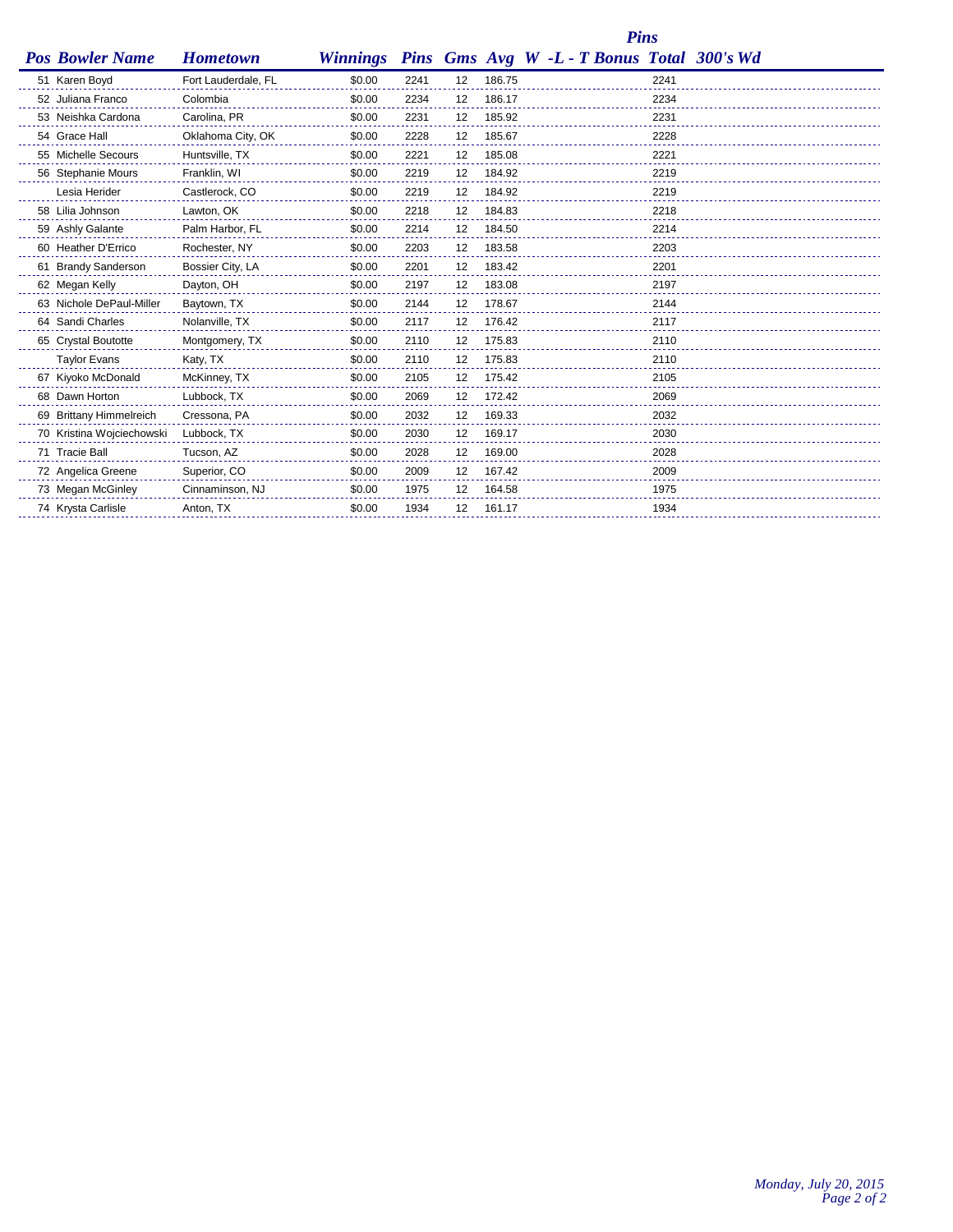| Pos | Bowler Name | Hometown | Winnings | Pins | Gms | Avg | W -L - T | Pins Bonus | Total | 300's | Wd |
|---|---|---|---|---|---|---|---|---|---|---|---|
| 51 | Karen Boyd | Fort Lauderdale, FL | $0.00 | 2241 | 12 | 186.75 | | | 2241 | | |
| 52 | Juliana Franco | Colombia | $0.00 | 2234 | 12 | 186.17 | | | 2234 | | |
| 53 | Neishka Cardona | Carolina, PR | $0.00 | 2231 | 12 | 185.92 | | | 2231 | | |
| 54 | Grace Hall | Oklahoma City, OK | $0.00 | 2228 | 12 | 185.67 | | | 2228 | | |
| 55 | Michelle Secours | Huntsville, TX | $0.00 | 2221 | 12 | 185.08 | | | 2221 | | |
| 56 | Stephanie Mours | Franklin, WI | $0.00 | 2219 | 12 | 184.92 | | | 2219 | | |
| | Lesia Herider | Castlerock, CO | $0.00 | 2219 | 12 | 184.92 | | | 2219 | | |
| 58 | Lilia Johnson | Lawton, OK | $0.00 | 2218 | 12 | 184.83 | | | 2218 | | |
| 59 | Ashly Galante | Palm Harbor, FL | $0.00 | 2214 | 12 | 184.50 | | | 2214 | | |
| 60 | Heather D'Errico | Rochester, NY | $0.00 | 2203 | 12 | 183.58 | | | 2203 | | |
| 61 | Brandy Sanderson | Bossier City, LA | $0.00 | 2201 | 12 | 183.42 | | | 2201 | | |
| 62 | Megan Kelly | Dayton, OH | $0.00 | 2197 | 12 | 183.08 | | | 2197 | | |
| 63 | Nichole DePaul-Miller | Baytown, TX | $0.00 | 2144 | 12 | 178.67 | | | 2144 | | |
| 64 | Sandi Charles | Nolanville, TX | $0.00 | 2117 | 12 | 176.42 | | | 2117 | | |
| 65 | Crystal Boutotte | Montgomery, TX | $0.00 | 2110 | 12 | 175.83 | | | 2110 | | |
| | Taylor Evans | Katy, TX | $0.00 | 2110 | 12 | 175.83 | | | 2110 | | |
| 67 | Kiyoko McDonald | McKinney, TX | $0.00 | 2105 | 12 | 175.42 | | | 2105 | | |
| 68 | Dawn Horton | Lubbock, TX | $0.00 | 2069 | 12 | 172.42 | | | 2069 | | |
| 69 | Brittany Himmelreich | Cressona, PA | $0.00 | 2032 | 12 | 169.33 | | | 2032 | | |
| 70 | Kristina Wojciechowski | Lubbock, TX | $0.00 | 2030 | 12 | 169.17 | | | 2030 | | |
| 71 | Tracie Ball | Tucson, AZ | $0.00 | 2028 | 12 | 169.00 | | | 2028 | | |
| 72 | Angelica Greene | Superior, CO | $0.00 | 2009 | 12 | 167.42 | | | 2009 | | |
| 73 | Megan McGinley | Cinnaminson, NJ | $0.00 | 1975 | 12 | 164.58 | | | 1975 | | |
| 74 | Krysta Carlisle | Anton, TX | $0.00 | 1934 | 12 | 161.17 | | | 1934 | | |

*Monday, July 20, 2015*